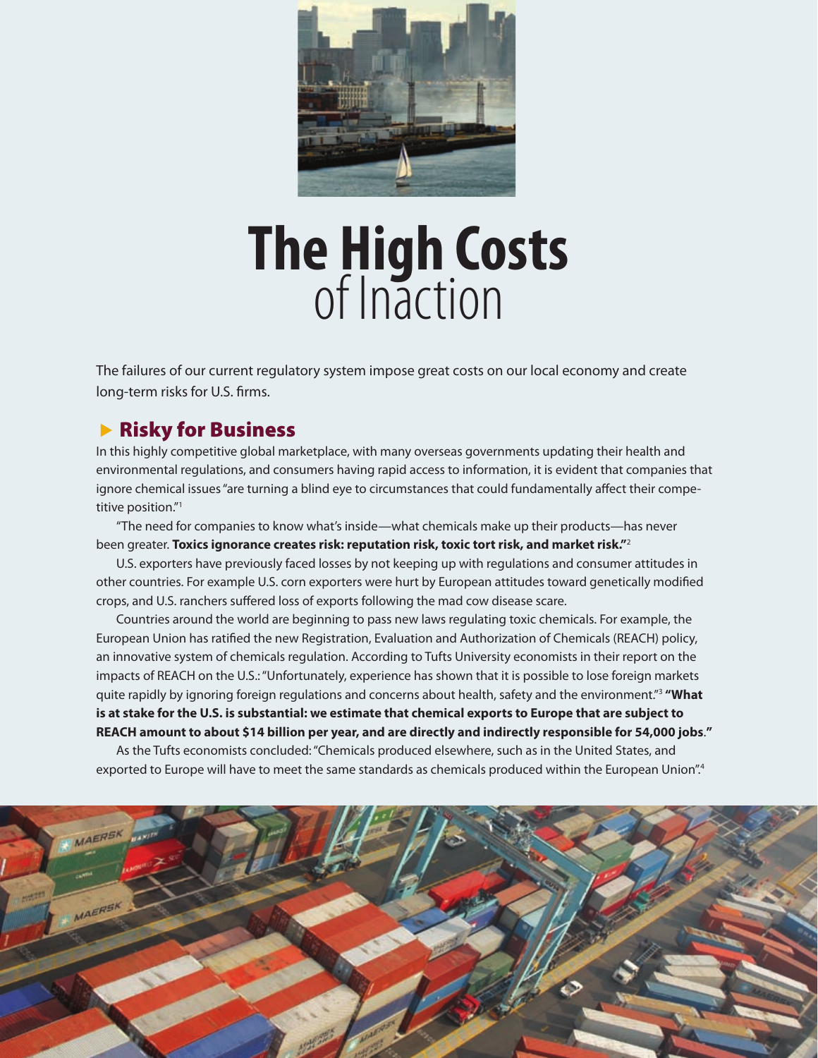# The High Costs of Inaction

The failures of our current regulatory system impose great costs on our local economy and create long-term risks for U.S. firms.

## ▶ Risky for Business

In this highly competitive global marketplace, with many overseas governments updating their health and environmental regulations, and consumers having rapid access to information, it is evident that companies that ignore chemical issues "are turning a blind eye to circumstances that could fundamentally affect their competitive position."[1]

"The need for companies to know what's inside—what chemicals make up their products—has never been greater. **Toxics ignorance creates risk: reputation risk, toxic tort risk, and market risk."**[2]

U.S. exporters have previously faced losses by not keeping up with regulations and consumer attitudes in other countries. For example U.S. corn exporters were hurt by European attitudes toward genetically modified crops, and U.S. ranchers suffered loss of exports following the mad cow disease scare.

Countries around the world are beginning to pass new laws regulating toxic chemicals. For example, the European Union has ratified the new Registration, Evaluation and Authorization of Chemicals (REACH) policy, an innovative system of chemicals regulation. According to Tufts University economists in their report on the impacts of REACH on the U.S.: "Unfortunately, experience has shown that it is possible to lose foreign markets quite rapidly by ignoring foreign regulations and concerns about health, safety and the environment."[3] **"What is at stake for the U.S. is substantial: we estimate that chemical exports to Europe that are subject to REACH amount to about $14 billion per year, and are directly and indirectly responsible for 54,000 jobs."**

As the Tufts economists concluded: "Chemicals produced elsewhere, such as in the United States, and exported to Europe will have to meet the same standards as chemicals produced within the European Union".[4]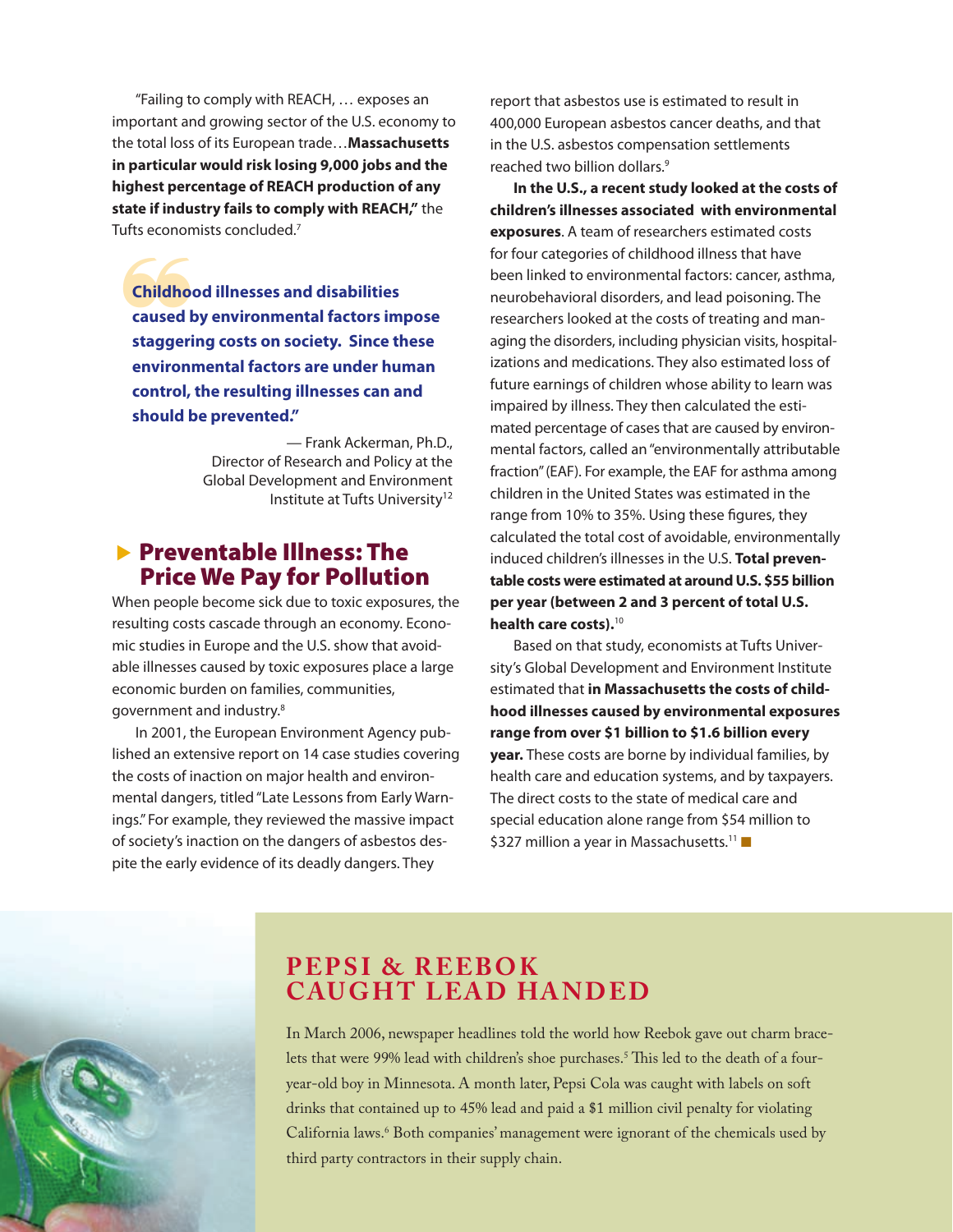"Failing to comply with REACH, … exposes an important and growing sector of the U.S. economy to the total loss of its European trade…**Massachusetts in particular would risk losing 9,000 jobs and the highest percentage of REACH production of any state if industry fails to comply with REACH,"** the Tufts economists concluded.[7]

> **"Childhood illnesses and disabilities caused by environmental factors impose staggering costs on society. Since these environmental factors are under human control, the resulting illnesses can and should be prevented."**
>
> — Frank Ackerman, Ph.D., Director of Research and Policy at the Global Development and Environment Institute at Tufts University[12]

## Preventable Illness: The Price We Pay for Pollution

When people become sick due to toxic exposures, the resulting costs cascade through an economy. Economic studies in Europe and the U.S. show that avoidable illnesses caused by toxic exposures place a large economic burden on families, communities, government and industry.[8]

In 2001, the European Environment Agency published an extensive report on 14 case studies covering the costs of inaction on major health and environmental dangers, titled "Late Lessons from Early Warnings." For example, they reviewed the massive impact of society's inaction on the dangers of asbestos despite the early evidence of its deadly dangers. They report that asbestos use is estimated to result in 400,000 European asbestos cancer deaths, and that in the U.S. asbestos compensation settlements reached two billion dollars.[9]

**In the U.S., a recent study looked at the costs of children's illnesses associated with environmental exposures**. A team of researchers estimated costs for four categories of childhood illness that have been linked to environmental factors: cancer, asthma, neurobehavioral disorders, and lead poisoning. The researchers looked at the costs of treating and managing the disorders, including physician visits, hospitalizations and medications. They also estimated loss of future earnings of children whose ability to learn was impaired by illness. They then calculated the estimated percentage of cases that are caused by environmental factors, called an "environmentally attributable fraction" (EAF). For example, the EAF for asthma among children in the United States was estimated in the range from 10% to 35%. Using these figures, they calculated the total cost of avoidable, environmentally induced children's illnesses in the U.S. **Total preventable costs were estimated at around U.S. $55 billion per year (between 2 and 3 percent of total U.S. health care costs).**[10]

Based on that study, economists at Tufts University's Global Development and Environment Institute estimated that **in Massachusetts the costs of childhood illnesses caused by environmental exposures range from over $1 billion to $1.6 billion every year.** These costs are borne by individual families, by health care and education systems, and by taxpayers. The direct costs to the state of medical care and special education alone range from $54 million to $327 million a year in Massachusetts.[11]

## PEPSI & REEBOK CAUGHT LEAD HANDED

In March 2006, newspaper headlines told the world how Reebok gave out charm bracelets that were 99% lead with children's shoe purchases.[5] This led to the death of a four-year-old boy in Minnesota. A month later, Pepsi Cola was caught with labels on soft drinks that contained up to 45% lead and paid a $1 million civil penalty for violating California laws.[6] Both companies' management were ignorant of the chemicals used by third party contractors in their supply chain.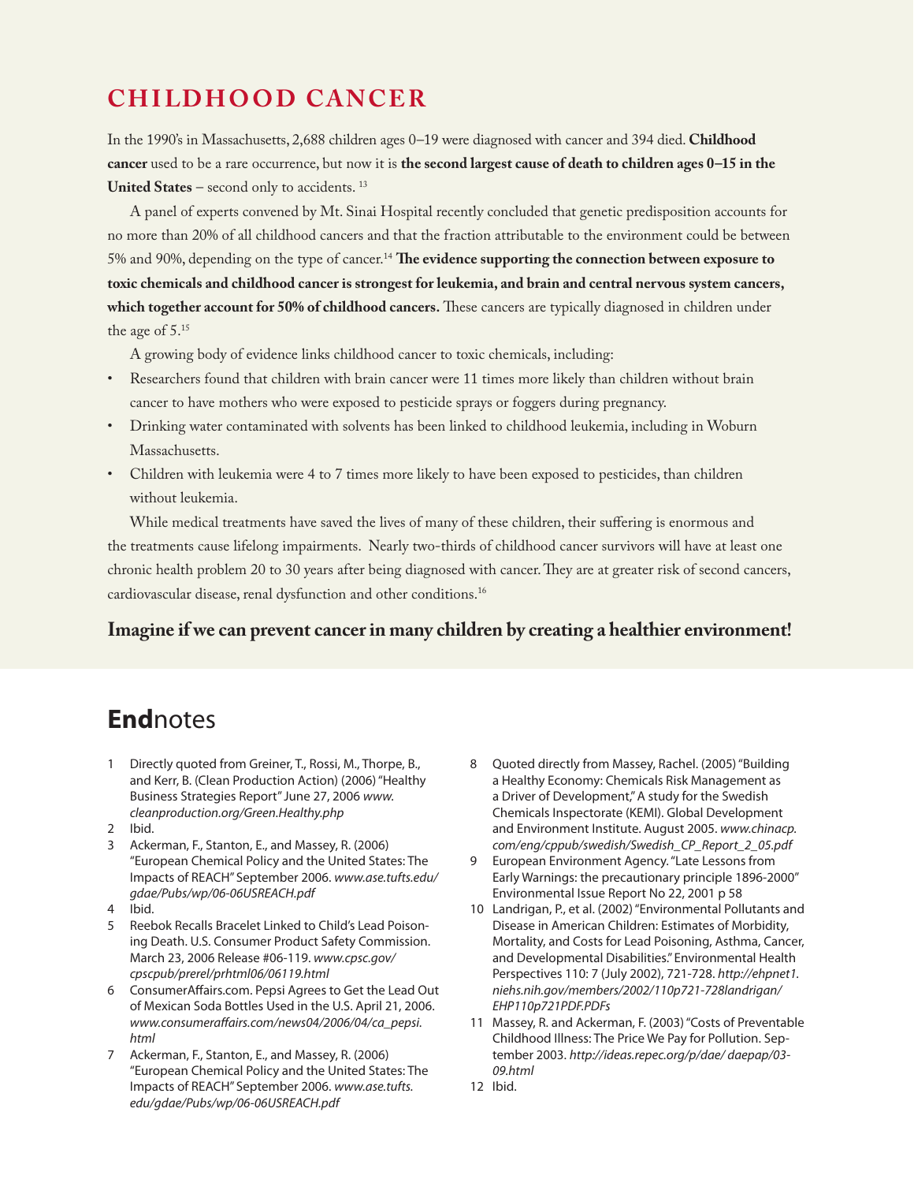## CHILDHOOD CANCER

In the 1990's in Massachusetts, 2,688 children ages 0–19 were diagnosed with cancer and 394 died. **Childhood cancer** used to be a rare occurrence, but now it is **the second largest cause of death to children ages 0–15 in the United States** – second only to accidents. [13]

A panel of experts convened by Mt. Sinai Hospital recently concluded that genetic predisposition accounts for no more than 20% of all childhood cancers and that the fraction attributable to the environment could be between 5% and 90%, depending on the type of cancer.[14] **The evidence supporting the connection between exposure to toxic chemicals and childhood cancer is strongest for leukemia, and brain and central nervous system cancers, which together account for 50% of childhood cancers.** These cancers are typically diagnosed in children under the age of 5.[15]

A growing body of evidence links childhood cancer to toxic chemicals, including:

- Researchers found that children with brain cancer were 11 times more likely than children without brain cancer to have mothers who were exposed to pesticide sprays or foggers during pregnancy.
- Drinking water contaminated with solvents has been linked to childhood leukemia, including in Woburn Massachusetts.
- Children with leukemia were 4 to 7 times more likely to have been exposed to pesticides, than children without leukemia.

While medical treatments have saved the lives of many of these children, their suffering is enormous and the treatments cause lifelong impairments. Nearly two-thirds of childhood cancer survivors will have at least one chronic health problem 20 to 30 years after being diagnosed with cancer. They are at greater risk of second cancers, cardiovascular disease, renal dysfunction and other conditions.[16]

**Imagine if we can prevent cancer in many children by creating a healthier environment!**

## **End**notes

1. Directly quoted from Greiner, T., Rossi, M., Thorpe, B., and Kerr, B. (Clean Production Action) (2006) "Healthy Business Strategies Report" June 27, 2006 *www.cleanproduction.org/Green.Healthy.php*
2. Ibid.
3. Ackerman, F., Stanton, E., and Massey, R. (2006) "European Chemical Policy and the United States: The Impacts of REACH" September 2006. *www.ase.tufts.edu/gdae/Pubs/wp/06-06USREACH.pdf*
4. Ibid.
5. Reebok Recalls Bracelet Linked to Child's Lead Poisoning Death. U.S. Consumer Product Safety Commission. March 23, 2006 Release #06-119. *www.cpsc.gov/cpscpub/prerel/prhtml06/06119.html*
6. ConsumerAffairs.com. Pepsi Agrees to Get the Lead Out of Mexican Soda Bottles Used in the U.S. April 21, 2006. *www.consumeraffairs.com/news04/2006/04/ca_pepsi.html*
7. Ackerman, F., Stanton, E., and Massey, R. (2006) "European Chemical Policy and the United States: The Impacts of REACH" September 2006. *www.ase.tufts.edu/gdae/Pubs/wp/06-06USREACH.pdf*
8. Quoted directly from Massey, Rachel. (2005) "Building a Healthy Economy: Chemicals Risk Management as a Driver of Development," A study for the Swedish Chemicals Inspectorate (KEMI). Global Development and Environment Institute. August 2005. *www.chinacp.com/eng/cppub/swedish/Swedish_CP_Report_2_05.pdf*
9. European Environment Agency. "Late Lessons from Early Warnings: the precautionary principle 1896-2000" Environmental Issue Report No 22, 2001 p 58
10. Landrigan, P., et al. (2002) "Environmental Pollutants and Disease in American Children: Estimates of Morbidity, Mortality, and Costs for Lead Poisoning, Asthma, Cancer, and Developmental Disabilities." Environmental Health Perspectives 110: 7 (July 2002), 721-728. *http://ehpnet1.niehs.nih.gov/members/2002/110p721-728landrigan/EHP110p721PDF.PDFs*
11. Massey, R. and Ackerman, F. (2003) "Costs of Preventable Childhood Illness: The Price We Pay for Pollution. September 2003. *http://ideas.repec.org/p/dae/ daepap/03-09.html*
12. Ibid.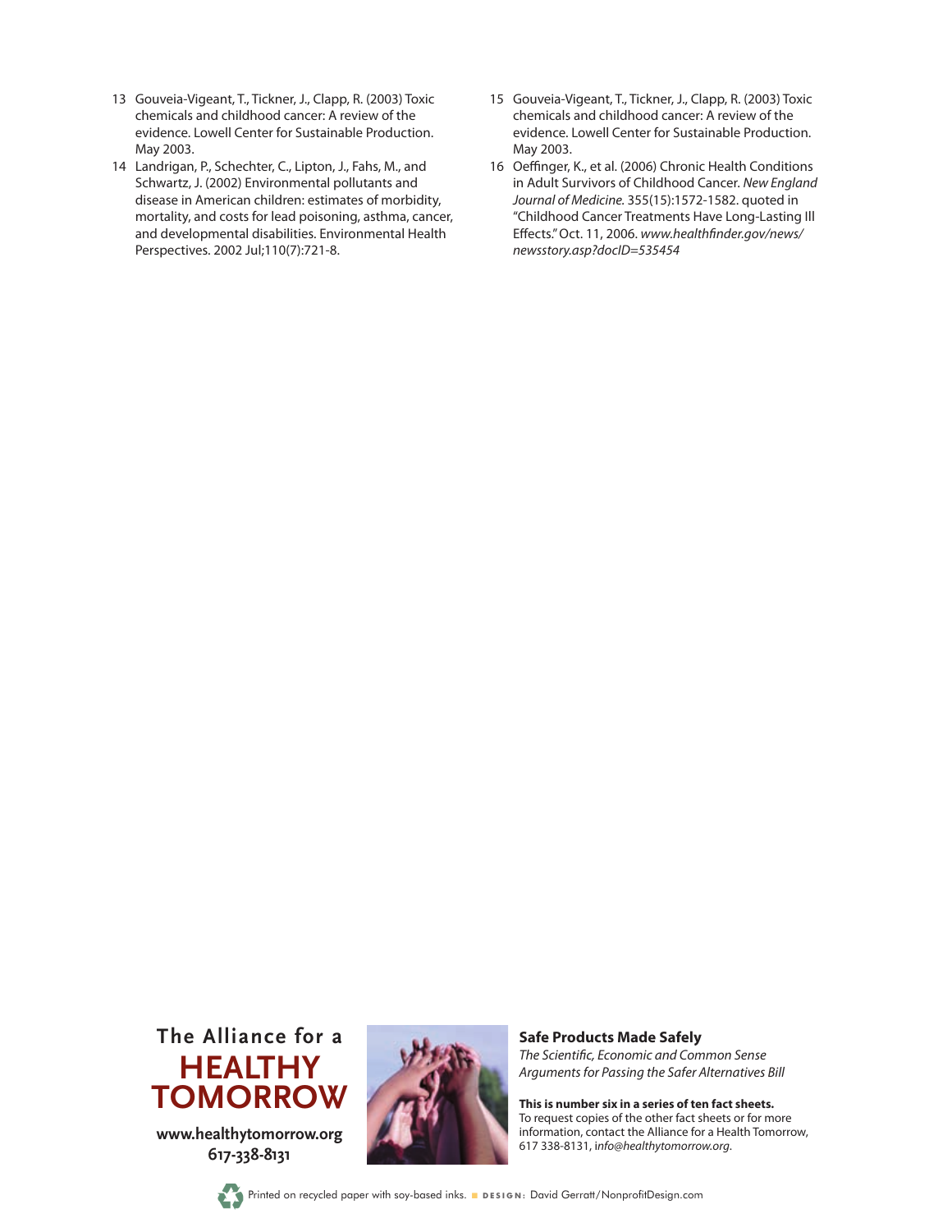13 Gouveia-Vigeant, T., Tickner, J., Clapp, R. (2003) Toxic chemicals and childhood cancer: A review of the evidence. Lowell Center for Sustainable Production. May 2003.

14 Landrigan, P., Schechter, C., Lipton, J., Fahs, M., and Schwartz, J. (2002) Environmental pollutants and disease in American children: estimates of morbidity, mortality, and costs for lead poisoning, asthma, cancer, and developmental disabilities. Environmental Health Perspectives. 2002 Jul;110(7):721-8.

15 Gouveia-Vigeant, T., Tickner, J., Clapp, R. (2003) Toxic chemicals and childhood cancer: A review of the evidence. Lowell Center for Sustainable Production. May 2003.

16 Oeffinger, K., et al. (2006) Chronic Health Conditions in Adult Survivors of Childhood Cancer. *New England Journal of Medicine.* 355(15):1572-1582. quoted in "Childhood Cancer Treatments Have Long-Lasting Ill Effects." Oct. 11, 2006. *www.healthfinder.gov/news/newsstory.asp?docID=535454*

The Alliance for a **HEALTHY TOMORROW**

**www.healthytomorrow.org**
**617-338-8131**

**Safe Products Made Safely**
*The Scientific, Economic and Common Sense Arguments for Passing the Safer Alternatives Bill*

**This is number six in a series of ten fact sheets.**
To request copies of the other fact sheets or for more information, contact the Alliance for a Health Tomorrow, 617 338-8131, *info@healthytomorrow.org.*

Printed on recycled paper with soy-based inks. DESIGN: David Gerratt/NonprofitDesign.com